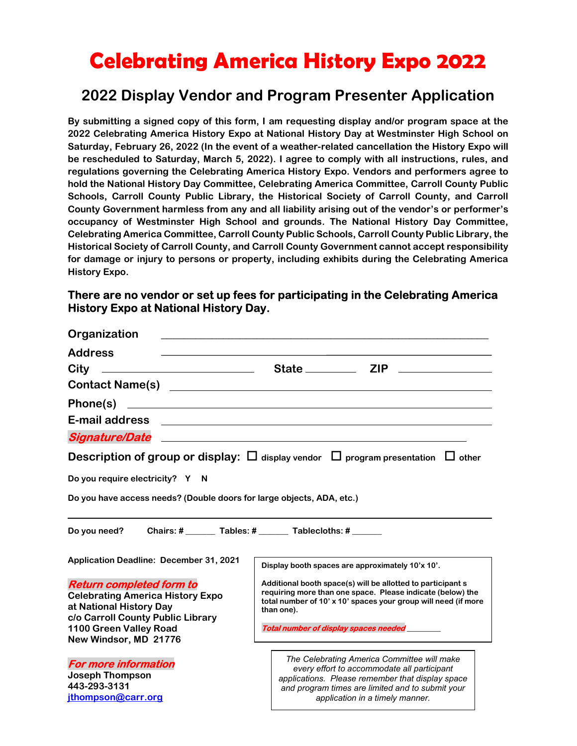# Celebrating America History Expo 2022

## 2022 Display Vendor and Program Presenter Application

**By submitting a signed copy of this form, I am requesting display and/or program space at the 2022 Celebrating America History Expo at National History Day at Westminster High School on Saturday, February 26, 2022 (In the event of a weather-related cancellation the History Expo will be rescheduled to Saturday, March 5, 2022). I agree to comply with all instructions, rules, and regulations governing the Celebrating America History Expo. Vendors and performers agree to hold the National History Day Committee, Celebrating America Committee, Carroll County Public Schools, Carroll County Public Library, the Historical Society of Carroll County, and Carroll County Government harmless from any and all liability arising out of the vendor's or performer's occupancy of Westminster High School and grounds. The National History Day Committee, Celebrating America Committee, Carroll County Public Schools, Carroll County Public Library, the Historical Society of Carroll County, and Carroll County Government cannot accept responsibility for damage or injury to persons or property, including exhibits during the Celebrating America History Expo.**

**There are no vendor or set up fees for participating in the Celebrating America History Expo at National History Day.**

Organization ______________________________________________

Address ______________________________________________

City ____________________ State __________ ZIP ______________

Contact Name(s) ______________________________________________

Phone(s) ______________________________________________

E-mail address ______________________________________________

***Signature/Date*** ______________________________________________

Description of group or display: ☐ display vendor ☐ program presentation ☐ other

Do you require electricity? Y N

Do you have access needs? (Double doors for large objects, ADA, etc.)

______________________________________________

Do you need? Chairs: # ______ Tables: # ______ Tablecloths: # ______

Application Deadline: December 31, 2021

***Return completed form to***
**Celebrating America History Expo at National History Day**
**c/o Carroll County Public Library**
**1100 Green Valley Road**
**New Windsor, MD 21776**

***For more information***
**Joseph Thompson**
**443-293-3131**
**jthompson@carr.org**

Display booth spaces are approximately 10'x 10'.

Additional booth space(s) will be allotted to participant s requiring more than one space. Please indicate (below) the total number of 10' x 10' spaces your group will need (if more than one).

***Total number of display spaces needed*** ________

*The Celebrating America Committee will make every effort to accommodate all participant applications. Please remember that display space and program times are limited and to submit your application in a timely manner.*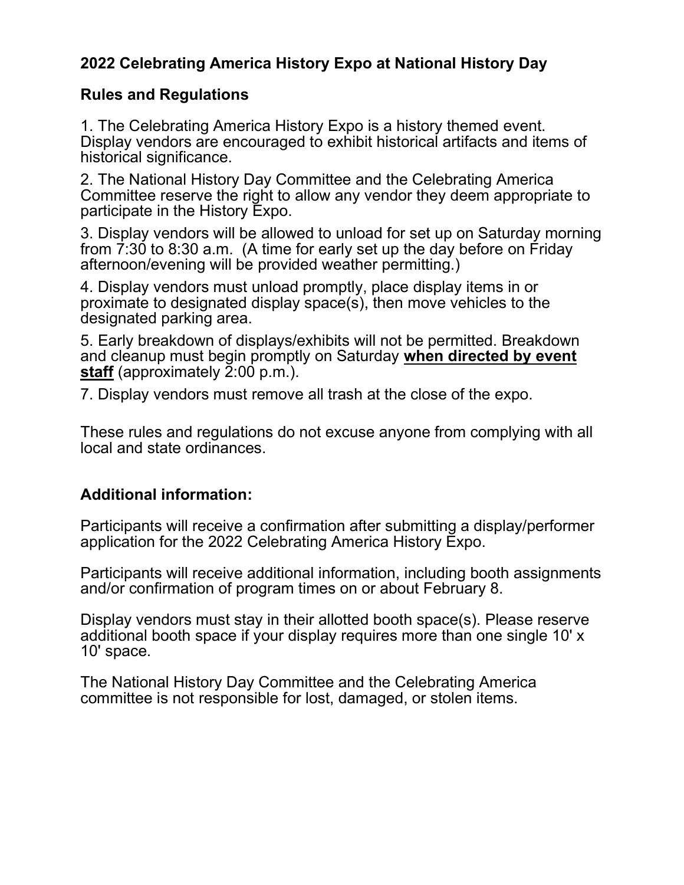## 2022 Celebrating America History Expo at National History Day

## Rules and Regulations

1. The Celebrating America History Expo is a history themed event. Display vendors are encouraged to exhibit historical artifacts and items of historical significance.

2. The National History Day Committee and the Celebrating America Committee reserve the right to allow any vendor they deem appropriate to participate in the History Expo.

3. Display vendors will be allowed to unload for set up on Saturday morning from 7:30 to 8:30 a.m. (A time for early set up the day before on Friday afternoon/evening will be provided weather permitting.)

4. Display vendors must unload promptly, place display items in or proximate to designated display space(s), then move vehicles to the designated parking area.

5. Early breakdown of displays/exhibits will not be permitted. Breakdown and cleanup must begin promptly on Saturday **when directed by event staff** (approximately 2:00 p.m.).

7. Display vendors must remove all trash at the close of the expo.

These rules and regulations do not excuse anyone from complying with all local and state ordinances.

### Additional information:

Participants will receive a confirmation after submitting a display/performer application for the 2022 Celebrating America History Expo.

Participants will receive additional information, including booth assignments and/or confirmation of program times on or about February 8.

Display vendors must stay in their allotted booth space(s). Please reserve additional booth space if your display requires more than one single 10' x 10' space.

The National History Day Committee and the Celebrating America committee is not responsible for lost, damaged, or stolen items.